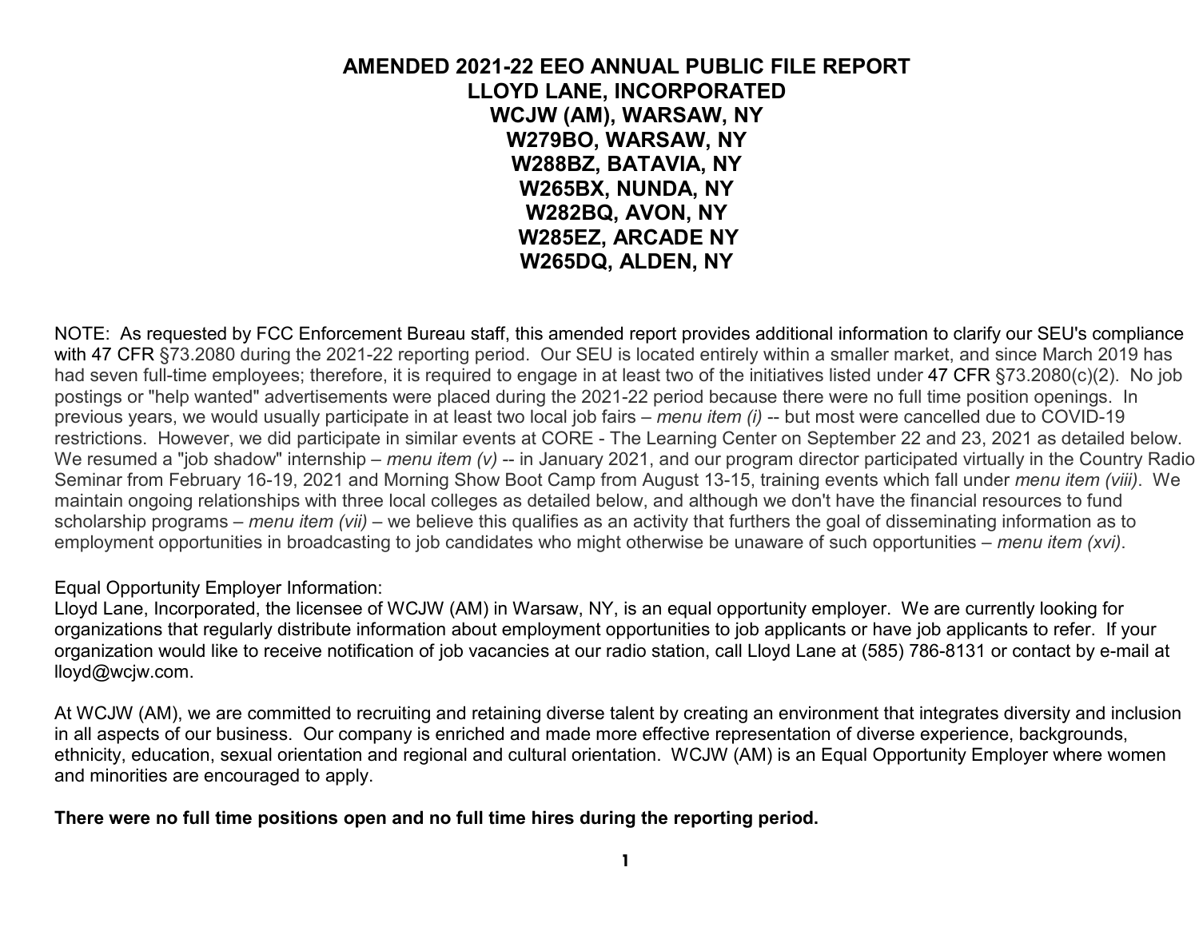# AMENDED 2021-22 EEO ANNUAL PUBLIC FILE REPORT
# LLOYD LANE, INCORPORATED
# WCJW (AM), WARSAW, NY
# W279BO, WARSAW, NY
# W288BZ, BATAVIA, NY
# W265BX, NUNDA, NY
# W282BQ, AVON, NY
# W285EZ, ARCADE NY
# W265DQ, ALDEN, NY

NOTE: As requested by FCC Enforcement Bureau staff, this amended report provides additional information to clarify our SEU's compliance with 47 CFR §73.2080 during the 2021-22 reporting period. Our SEU is located entirely within a smaller market, and since March 2019 has had seven full-time employees; therefore, it is required to engage in at least two of the initiatives listed under 47 CFR §73.2080(c)(2). No job postings or "help wanted" advertisements were placed during the 2021-22 period because there were no full time position openings. In previous years, we would usually participate in at least two local job fairs – *menu item (i)* -- but most were cancelled due to COVID-19 restrictions. However, we did participate in similar events at CORE - The Learning Center on September 22 and 23, 2021 as detailed below. We resumed a "job shadow" internship – *menu item (v)* -- in January 2021, and our program director participated virtually in the Country Radio Seminar from February 16-19, 2021 and Morning Show Boot Camp from August 13-15, training events which fall under *menu item (viii)*. We maintain ongoing relationships with three local colleges as detailed below, and although we don't have the financial resources to fund scholarship programs – *menu item (vii)* – we believe this qualifies as an activity that furthers the goal of disseminating information as to employment opportunities in broadcasting to job candidates who might otherwise be unaware of such opportunities – *menu item (xvi)*.

Equal Opportunity Employer Information:
Lloyd Lane, Incorporated, the licensee of WCJW (AM) in Warsaw, NY, is an equal opportunity employer. We are currently looking for organizations that regularly distribute information about employment opportunities to job applicants or have job applicants to refer. If your organization would like to receive notification of job vacancies at our radio station, call Lloyd Lane at (585) 786-8131 or contact by e-mail at lloyd@wcjw.com.

At WCJW (AM), we are committed to recruiting and retaining diverse talent by creating an environment that integrates diversity and inclusion in all aspects of our business. Our company is enriched and made more effective representation of diverse experience, backgrounds, ethnicity, education, sexual orientation and regional and cultural orientation. WCJW (AM) is an Equal Opportunity Employer where women and minorities are encouraged to apply.

**There were no full time positions open and no full time hires during the reporting period.**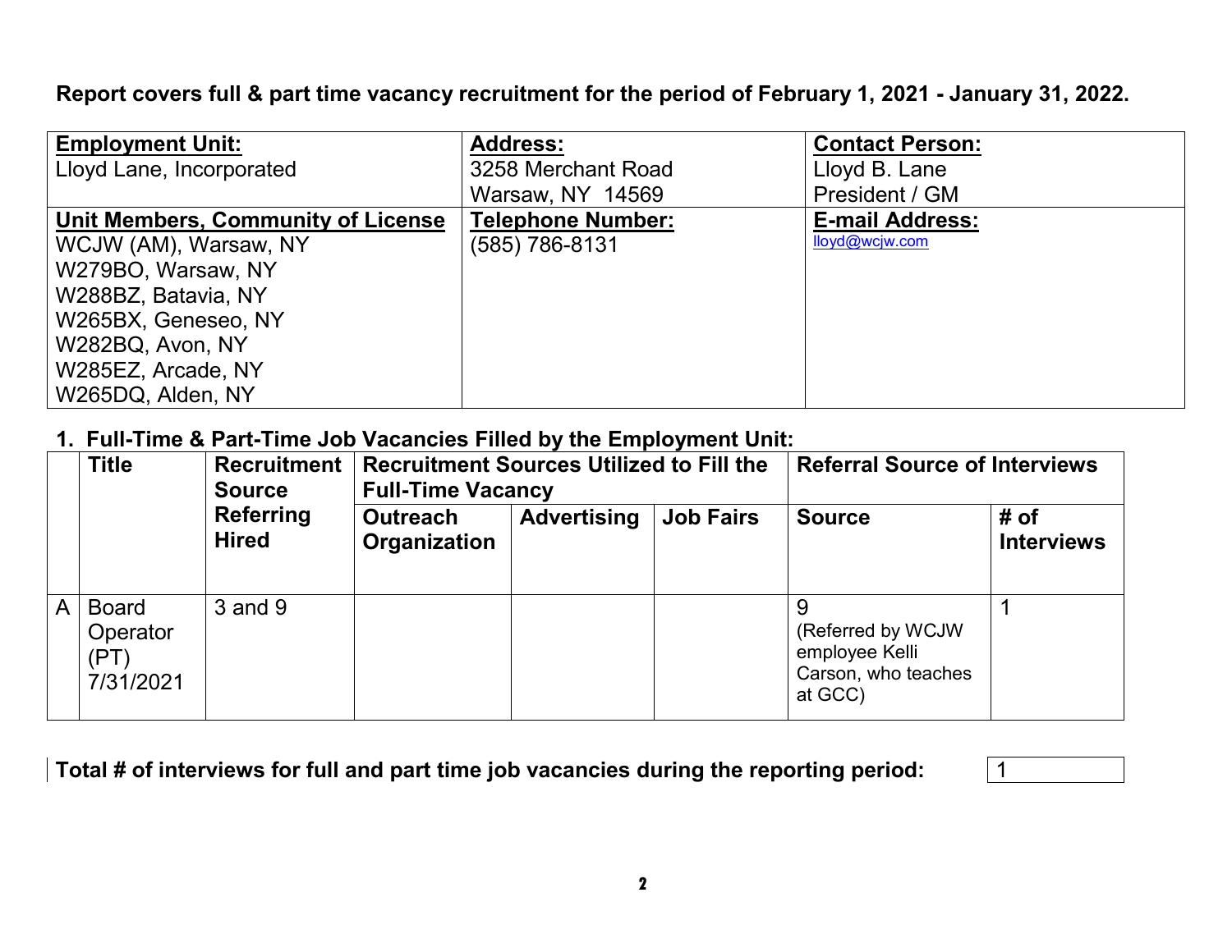**Report covers full & part time vacancy recruitment for the period of February 1, 2021 - January 31, 2022.**

| **Employment Unit:** | **Address:** | **Contact Person:** |
|---|---|---|
| Lloyd Lane, Incorporated | 3258 Merchant Road<br>Warsaw, NY 14569 | Lloyd B. Lane<br>President / GM |
| **Unit Members, Community of License** | **Telephone Number:** | **E-mail Address:** |
| WCJW (AM), Warsaw, NY<br>W279BO, Warsaw, NY<br>W288BZ, Batavia, NY<br>W265BX, Geneseo, NY<br>W282BQ, Avon, NY<br>W285EZ, Arcade, NY<br>W265DQ, Alden, NY | (585) 786-8131 | lloyd@wcjw.com |

## 1. Full-Time & Part-Time Job Vacancies Filled by the Employment Unit:

| | Title | Recruitment Source Referring Hired | Recruitment Sources Utilized to Fill the Full-Time Vacancy | | | Referral Source of Interviews | |
|---|---|---|---|---|---|---|---|
| | | | Outreach Organization | Advertising | Job Fairs | Source | # of Interviews |
| A | Board Operator (PT) 7/31/2021 | 3 and 9 | | | | 9 (Referred by WCJW employee Kelli Carson, who teaches at GCC) | 1 |

**Total # of interviews for full and part time job vacancies during the reporting period:** 1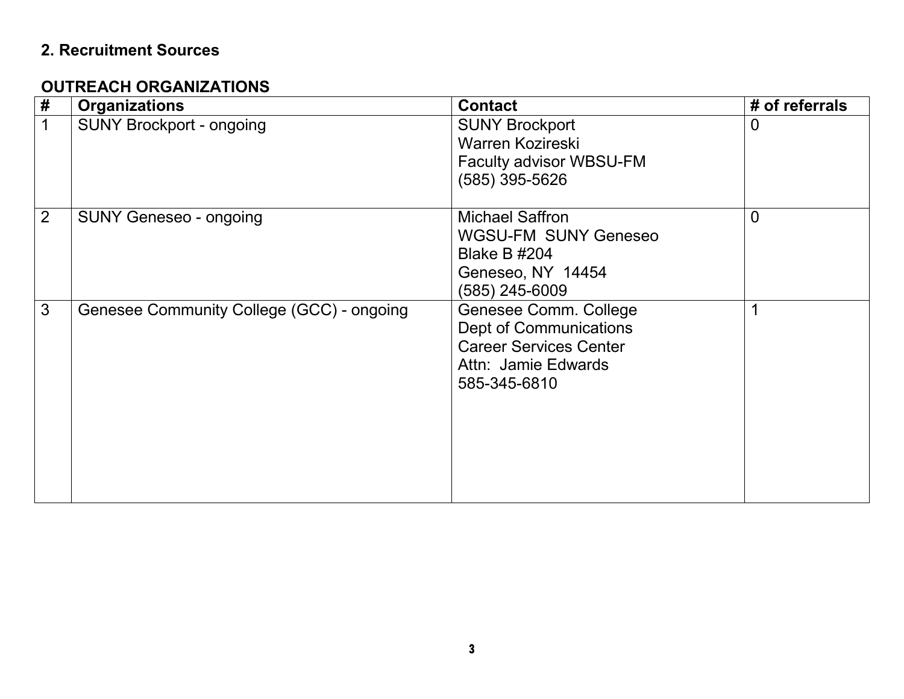## 2. Recruitment Sources

### OUTREACH ORGANIZATIONS

| # | Organizations | Contact | # of referrals |
|---|---|---|---|
| 1 | SUNY Brockport - ongoing | SUNY Brockport<br>Warren Kozireski<br>Faculty advisor WBSU-FM<br>(585) 395-5626 | 0 |
| 2 | SUNY Geneseo - ongoing | Michael Saffron<br>WGSU-FM SUNY Geneseo<br>Blake B #204<br>Geneseo, NY 14454<br>(585) 245-6009 | 0 |
| 3 | Genesee Community College (GCC) - ongoing | Genesee Comm. College<br>Dept of Communications<br>Career Services Center<br>Attn: Jamie Edwards<br>585-345-6810 | 1 |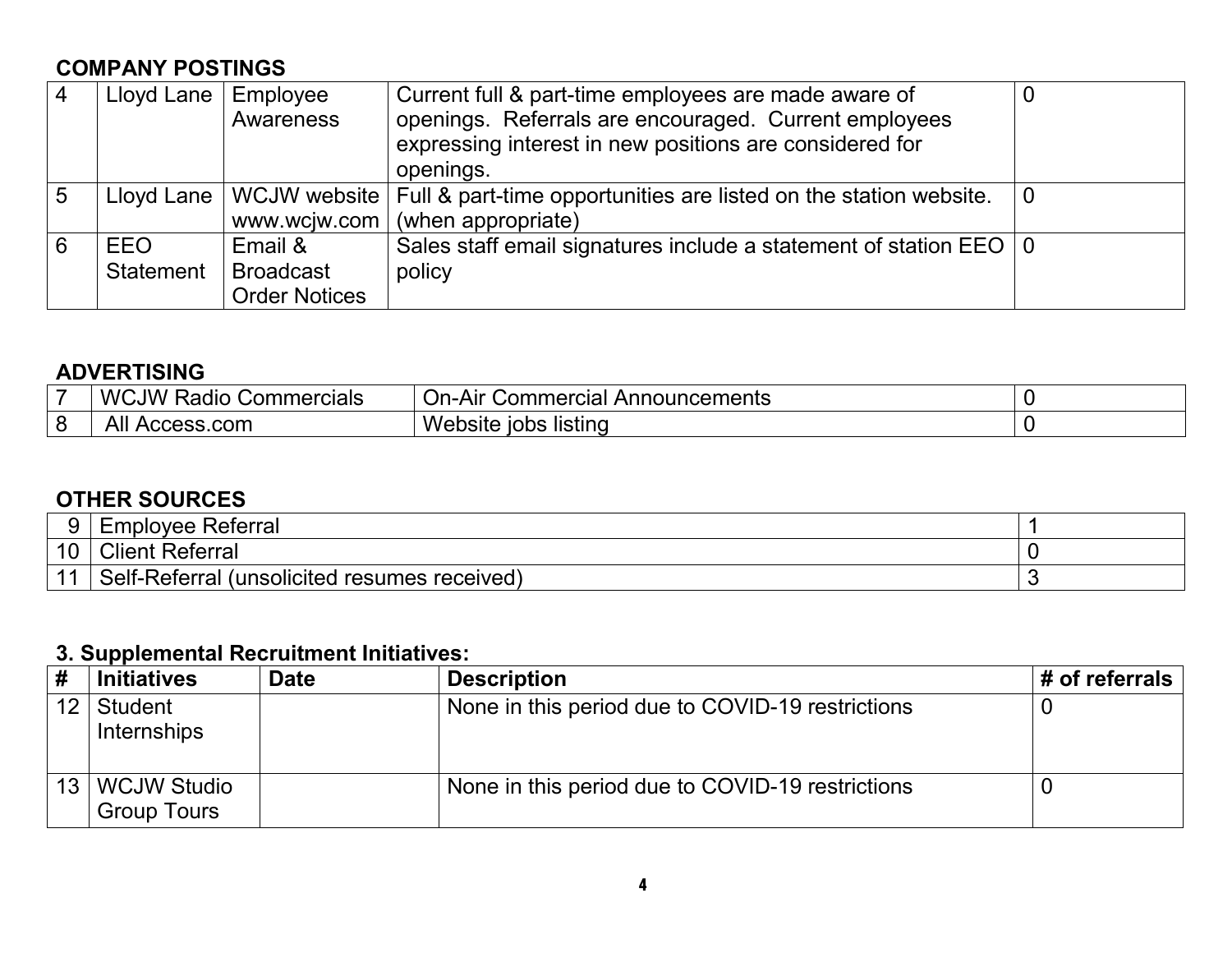**COMPANY POSTINGS**

| | | | | |
|---|---|---|---|---|
| 4 | Lloyd Lane | Employee Awareness | Current full & part-time employees are made aware of openings. Referrals are encouraged. Current employees expressing interest in new positions are considered for openings. | 0 |
| 5 | Lloyd Lane | WCJW website www.wcjw.com | Full & part-time opportunities are listed on the station website. (when appropriate) | 0 |
| 6 | EEO Statement | Email & Broadcast Order Notices | Sales staff email signatures include a statement of station EEO policy | 0 |

**ADVERTISING**

| | | | |
|---|---|---|---|
| 7 | WCJW Radio Commercials | On-Air Commercial Announcements | 0 |
| 8 | All Access.com | Website jobs listing | 0 |

**OTHER SOURCES**

| | | |
|---|---|---|
| 9 | Employee Referral | 1 |
| 10 | Client Referral | 0 |
| 11 | Self-Referral (unsolicited resumes received) | 3 |

**3. Supplemental Recruitment Initiatives:**

| # | Initiatives | Date | Description | # of referrals |
|---|---|---|---|---|
| 12 | Student Internships | | None in this period due to COVID-19 restrictions | 0 |
| 13 | WCJW Studio Group Tours | | None in this period due to COVID-19 restrictions | 0 |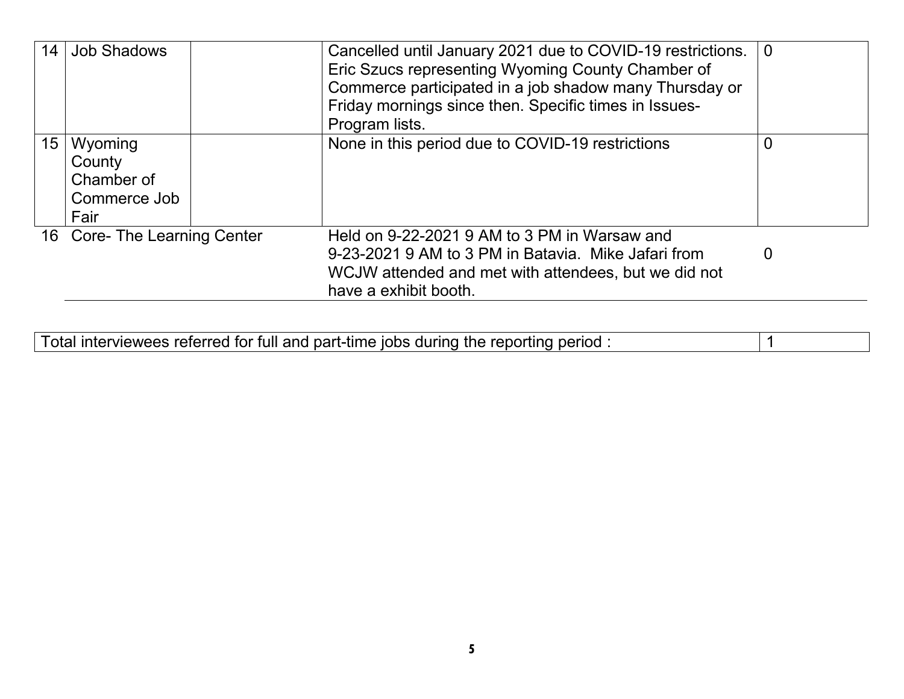| | | | | |
|---|---|---|---|---|
| 14 | Job Shadows | | Cancelled until January 2021 due to COVID-19 restrictions. Eric Szucs representing Wyoming County Chamber of Commerce participated in a job shadow many Thursday or Friday mornings since then. Specific times in Issues-Program lists. | 0 |
| 15 | Wyoming County Chamber of Commerce Job Fair | | None in this period due to COVID-19 restrictions | 0 |
| 16 | Core- The Learning Center | | Held on 9-22-2021 9 AM to 3 PM in Warsaw and 9-23-2021 9 AM to 3 PM in Batavia. Mike Jafari from WCJW attended and met with attendees, but we did not have a exhibit booth. | 0 |

| | |
|---|---|
| Total interviewees referred for full and part-time jobs during the reporting period : | 1 |